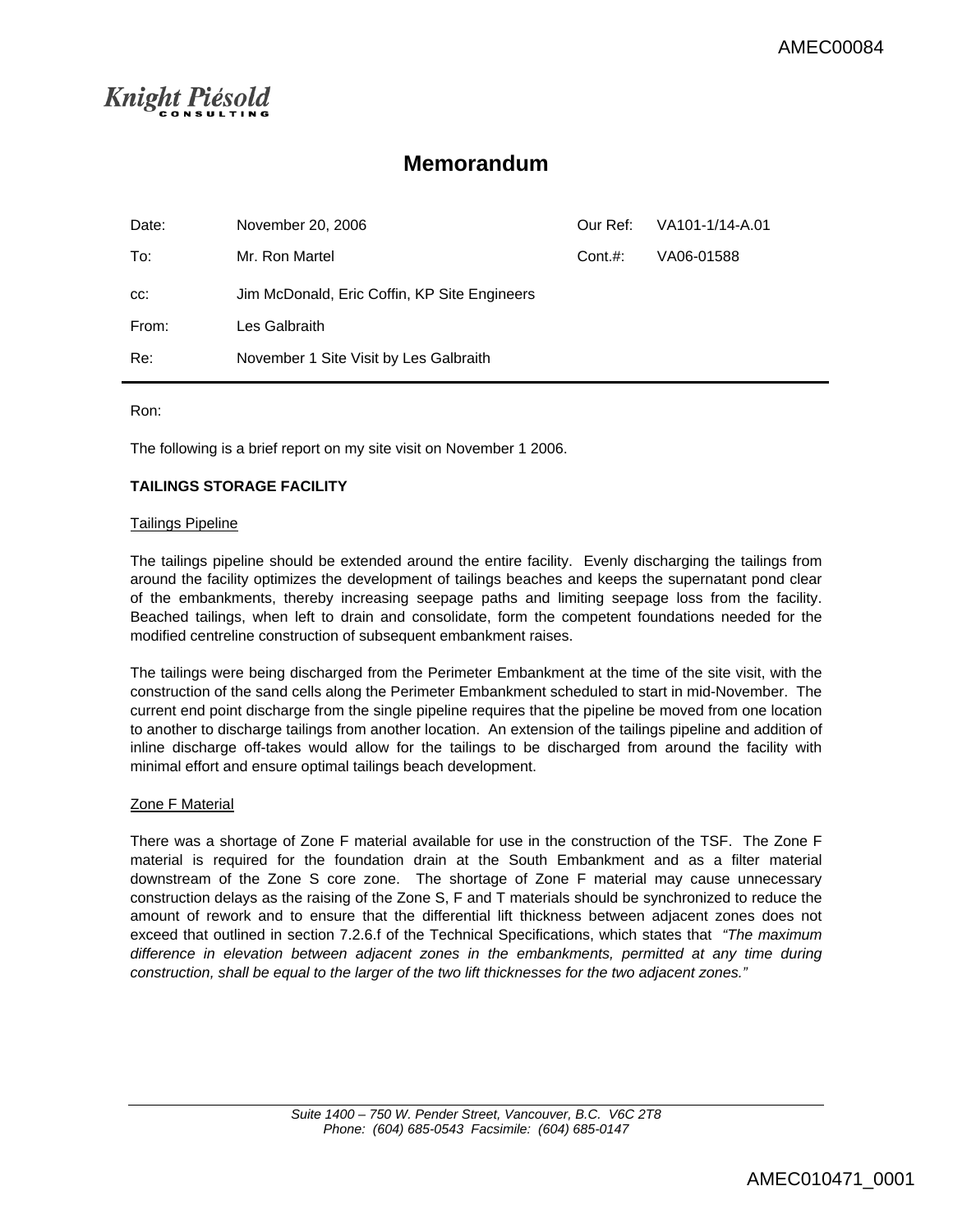Knight Piésold CONSULTING

# Memorandum

| | | | |
|---|---|---|---|
| Date: | November 20, 2006 | Our Ref: | VA101-1/14-A.01 |
| To: | Mr. Ron Martel | Cont.#: | VA06-01588 |
| cc: | Jim McDonald, Eric Coffin, KP Site Engineers | | |
| From: | Les Galbraith | | |
| Re: | November 1 Site Visit by Les Galbraith | | |

Ron:

The following is a brief report on my site visit on November 1 2006.

**TAILINGS STORAGE FACILITY**

Tailings Pipeline

The tailings pipeline should be extended around the entire facility. Evenly discharging the tailings from around the facility optimizes the development of tailings beaches and keeps the supernatant pond clear of the embankments, thereby increasing seepage paths and limiting seepage loss from the facility. Beached tailings, when left to drain and consolidate, form the competent foundations needed for the modified centreline construction of subsequent embankment raises.

The tailings were being discharged from the Perimeter Embankment at the time of the site visit, with the construction of the sand cells along the Perimeter Embankment scheduled to start in mid-November. The current end point discharge from the single pipeline requires that the pipeline be moved from one location to another to discharge tailings from another location. An extension of the tailings pipeline and addition of inline discharge off-takes would allow for the tailings to be discharged from around the facility with minimal effort and ensure optimal tailings beach development.

Zone F Material

There was a shortage of Zone F material available for use in the construction of the TSF. The Zone F material is required for the foundation drain at the South Embankment and as a filter material downstream of the Zone S core zone. The shortage of Zone F material may cause unnecessary construction delays as the raising of the Zone S, F and T materials should be synchronized to reduce the amount of rework and to ensure that the differential lift thickness between adjacent zones does not exceed that outlined in section 7.2.6.f of the Technical Specifications, which states that *"The maximum difference in elevation between adjacent zones in the embankments, permitted at any time during construction, shall be equal to the larger of the two lift thicknesses for the two adjacent zones."*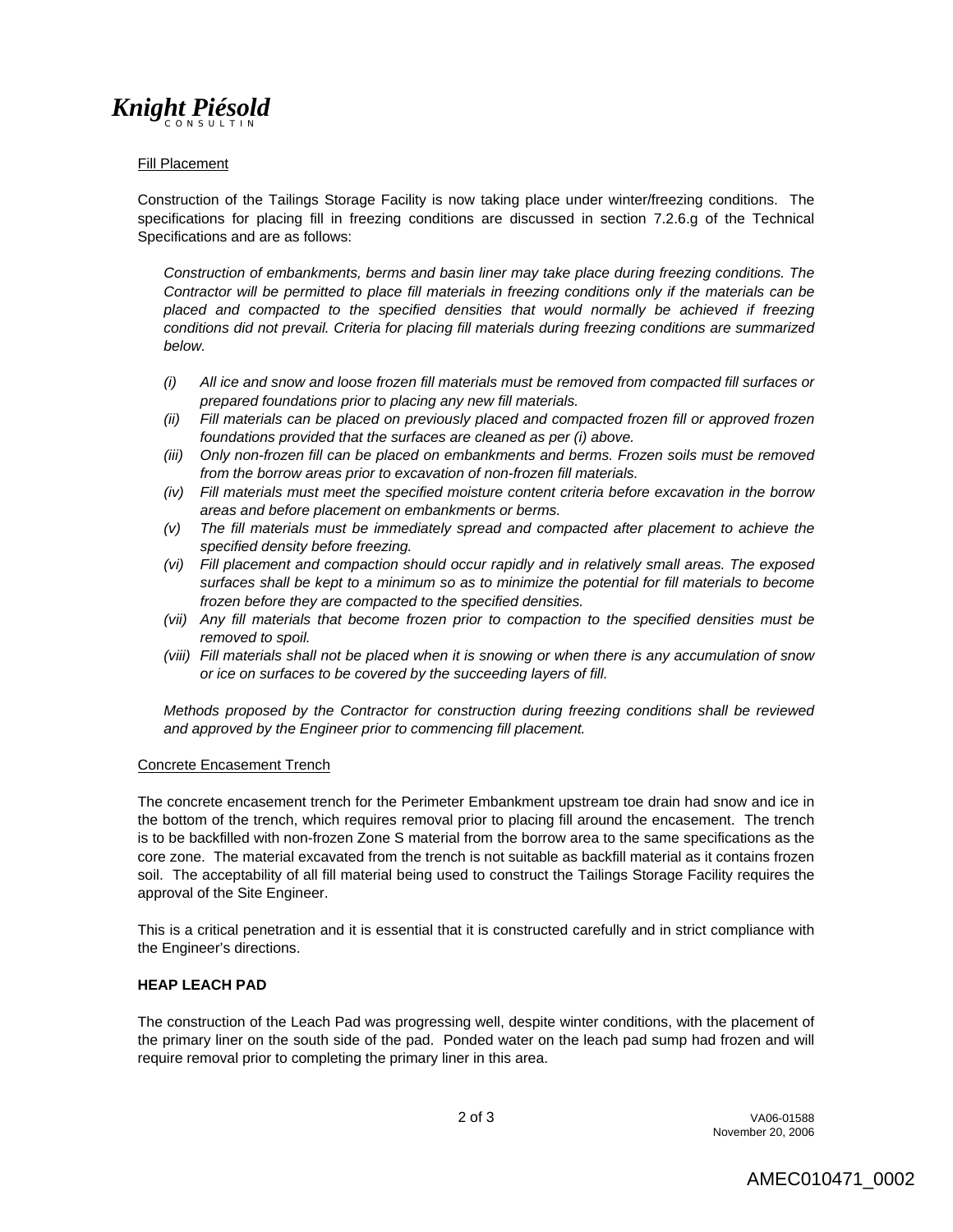Fill Placement

Construction of the Tailings Storage Facility is now taking place under winter/freezing conditions. The specifications for placing fill in freezing conditions are discussed in section 7.2.6.g of the Technical Specifications and are as follows:

*Construction of embankments, berms and basin liner may take place during freezing conditions. The Contractor will be permitted to place fill materials in freezing conditions only if the materials can be placed and compacted to the specified densities that would normally be achieved if freezing conditions did not prevail. Criteria for placing fill materials during freezing conditions are summarized below.*

- *(i) All ice and snow and loose frozen fill materials must be removed from compacted fill surfaces or prepared foundations prior to placing any new fill materials.*
- *(ii) Fill materials can be placed on previously placed and compacted frozen fill or approved frozen foundations provided that the surfaces are cleaned as per (i) above.*
- *(iii) Only non-frozen fill can be placed on embankments and berms. Frozen soils must be removed from the borrow areas prior to excavation of non-frozen fill materials.*
- *(iv) Fill materials must meet the specified moisture content criteria before excavation in the borrow areas and before placement on embankments or berms.*
- *(v) The fill materials must be immediately spread and compacted after placement to achieve the specified density before freezing.*
- *(vi) Fill placement and compaction should occur rapidly and in relatively small areas. The exposed surfaces shall be kept to a minimum so as to minimize the potential for fill materials to become frozen before they are compacted to the specified densities.*
- *(vii) Any fill materials that become frozen prior to compaction to the specified densities must be removed to spoil.*
- *(viii) Fill materials shall not be placed when it is snowing or when there is any accumulation of snow or ice on surfaces to be covered by the succeeding layers of fill.*

*Methods proposed by the Contractor for construction during freezing conditions shall be reviewed and approved by the Engineer prior to commencing fill placement.*

Concrete Encasement Trench

The concrete encasement trench for the Perimeter Embankment upstream toe drain had snow and ice in the bottom of the trench, which requires removal prior to placing fill around the encasement. The trench is to be backfilled with non-frozen Zone S material from the borrow area to the same specifications as the core zone. The material excavated from the trench is not suitable as backfill material as it contains frozen soil. The acceptability of all fill material being used to construct the Tailings Storage Facility requires the approval of the Site Engineer.

This is a critical penetration and it is essential that it is constructed carefully and in strict compliance with the Engineer's directions.

**HEAP LEACH PAD**

The construction of the Leach Pad was progressing well, despite winter conditions, with the placement of the primary liner on the south side of the pad. Ponded water on the leach pad sump had frozen and will require removal prior to completing the primary liner in this area.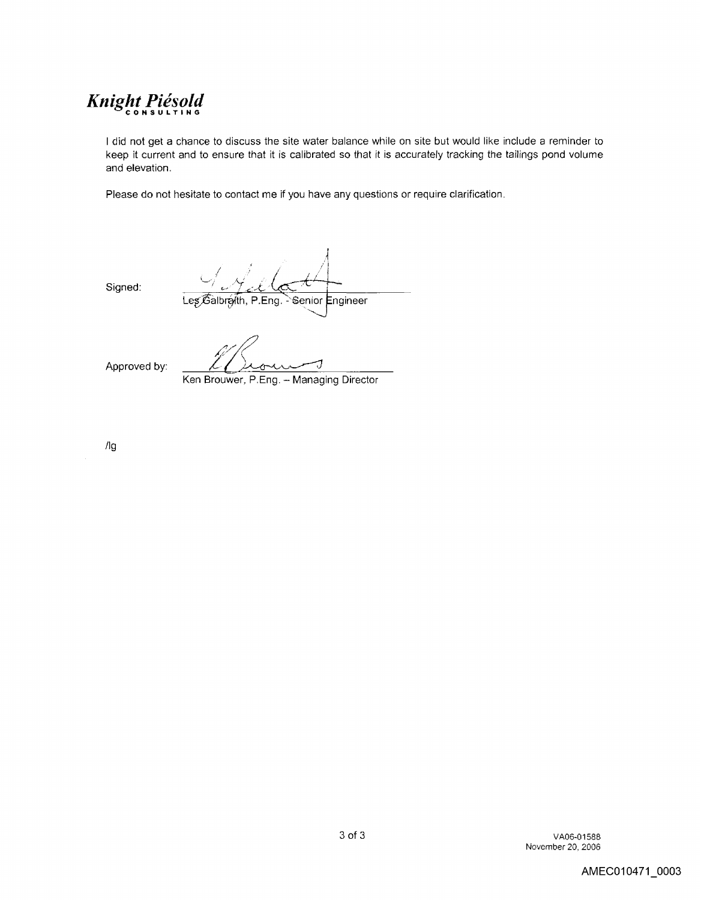**Knight Piésold**
CONSULTING

I did not get a chance to discuss the site water balance while on site but would like include a reminder to keep it current and to ensure that it is calibrated so that it is accurately tracking the tailings pond volume and elevation.

Please do not hesitate to contact me if you have any questions or require clarification.

Signed:

Les Galbraith, P.Eng. - Senior Engineer

Approved by:

Ken Brouwer, P.Eng. – Managing Director

/lg

VA06-01588
November 20, 2006

AMEC010471_0003